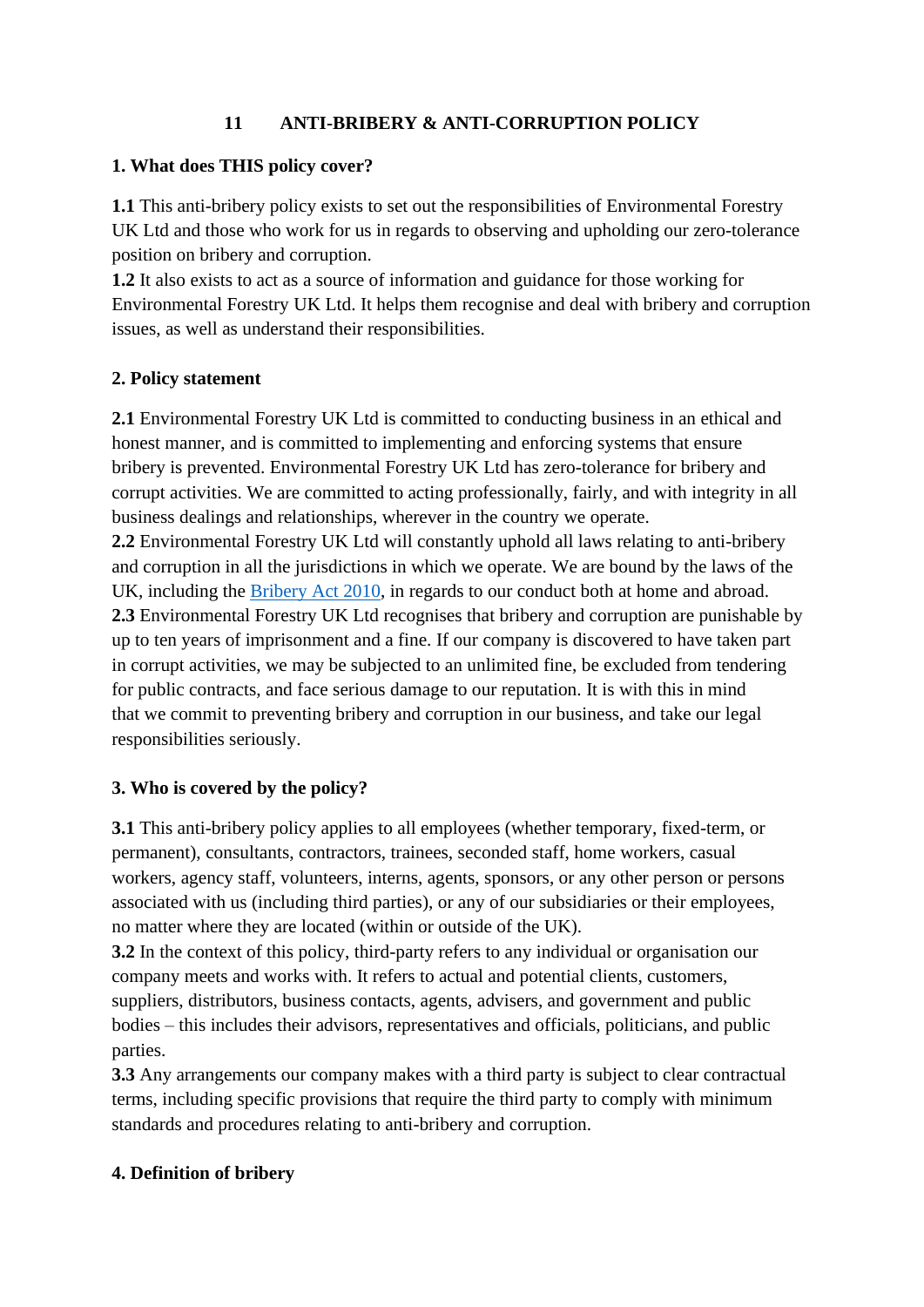# 11 ANTI-BRIBERY & ANTI-CORRUPTION POLICY

## 1. What does THIS policy cover?

**1.1** This anti-bribery policy exists to set out the responsibilities of Environmental Forestry UK Ltd and those who work for us in regards to observing and upholding our zero-tolerance position on bribery and corruption.
**1.2** It also exists to act as a source of information and guidance for those working for Environmental Forestry UK Ltd. It helps them recognise and deal with bribery and corruption issues, as well as understand their responsibilities.

## 2. Policy statement

**2.1** Environmental Forestry UK Ltd is committed to conducting business in an ethical and honest manner, and is committed to implementing and enforcing systems that ensure bribery is prevented. Environmental Forestry UK Ltd has zero-tolerance for bribery and corrupt activities. We are committed to acting professionally, fairly, and with integrity in all business dealings and relationships, wherever in the country we operate.
**2.2** Environmental Forestry UK Ltd will constantly uphold all laws relating to anti-bribery and corruption in all the jurisdictions in which we operate. We are bound by the laws of the UK, including the Bribery Act 2010, in regards to our conduct both at home and abroad.
**2.3** Environmental Forestry UK Ltd recognises that bribery and corruption are punishable by up to ten years of imprisonment and a fine. If our company is discovered to have taken part in corrupt activities, we may be subjected to an unlimited fine, be excluded from tendering for public contracts, and face serious damage to our reputation. It is with this in mind that we commit to preventing bribery and corruption in our business, and take our legal responsibilities seriously.

## 3. Who is covered by the policy?

**3.1** This anti-bribery policy applies to all employees (whether temporary, fixed-term, or permanent), consultants, contractors, trainees, seconded staff, home workers, casual workers, agency staff, volunteers, interns, agents, sponsors, or any other person or persons associated with us (including third parties), or any of our subsidiaries or their employees, no matter where they are located (within or outside of the UK).
**3.2** In the context of this policy, third-party refers to any individual or organisation our company meets and works with. It refers to actual and potential clients, customers, suppliers, distributors, business contacts, agents, advisers, and government and public bodies – this includes their advisors, representatives and officials, politicians, and public parties.
**3.3** Any arrangements our company makes with a third party is subject to clear contractual terms, including specific provisions that require the third party to comply with minimum standards and procedures relating to anti-bribery and corruption.

## 4. Definition of bribery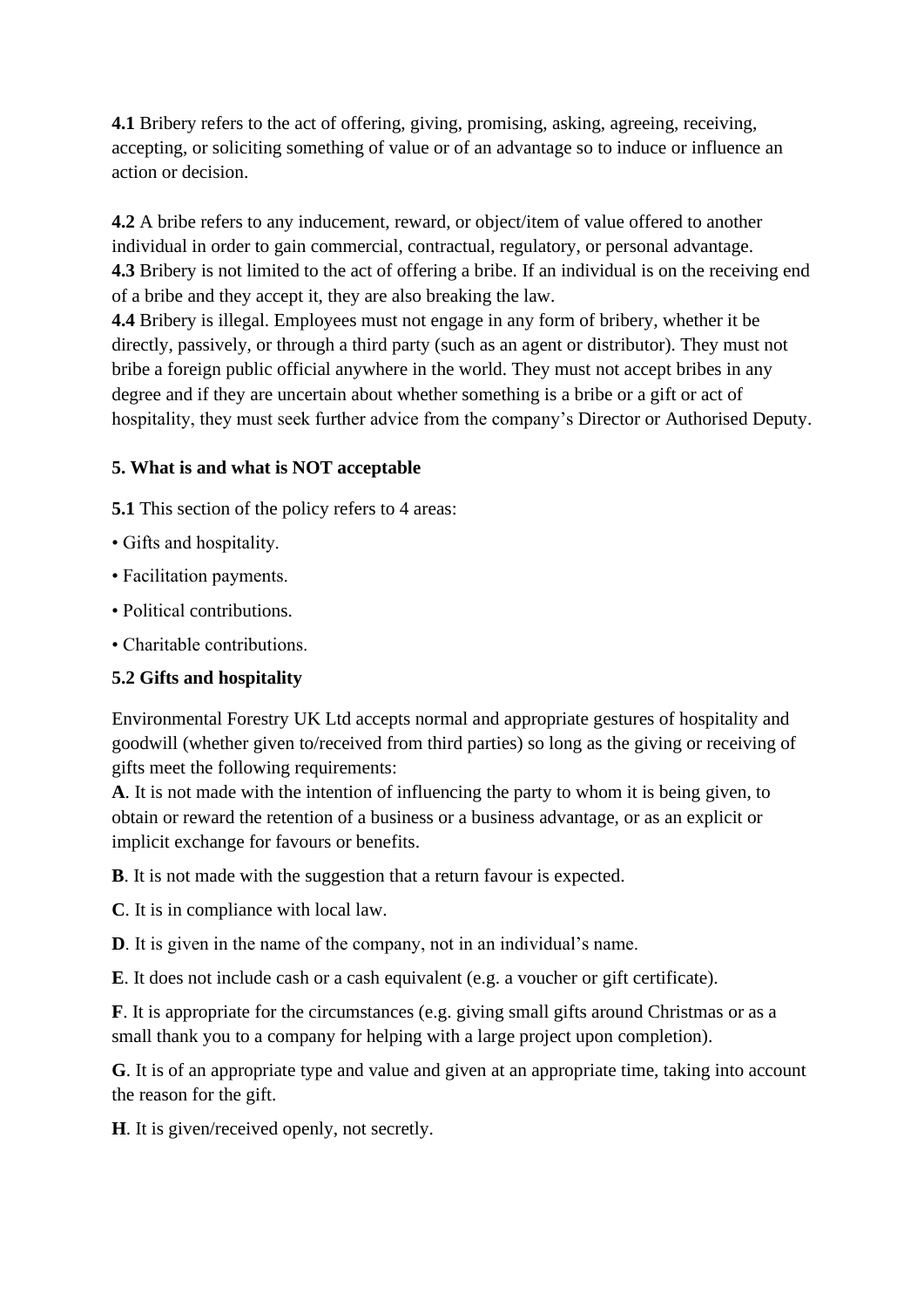**4.1** Bribery refers to the act of offering, giving, promising, asking, agreeing, receiving, accepting, or soliciting something of value or of an advantage so to induce or influence an action or decision.

**4.2** A bribe refers to any inducement, reward, or object/item of value offered to another individual in order to gain commercial, contractual, regulatory, or personal advantage.

**4.3** Bribery is not limited to the act of offering a bribe. If an individual is on the receiving end of a bribe and they accept it, they are also breaking the law.

**4.4** Bribery is illegal. Employees must not engage in any form of bribery, whether it be directly, passively, or through a third party (such as an agent or distributor). They must not bribe a foreign public official anywhere in the world. They must not accept bribes in any degree and if they are uncertain about whether something is a bribe or a gift or act of hospitality, they must seek further advice from the company's Director or Authorised Deputy.

**5. What is and what is NOT acceptable**

**5.1** This section of the policy refers to 4 areas:

- Gifts and hospitality.
- Facilitation payments.
- Political contributions.
- Charitable contributions.

**5.2 Gifts and hospitality**

Environmental Forestry UK Ltd accepts normal and appropriate gestures of hospitality and goodwill (whether given to/received from third parties) so long as the giving or receiving of gifts meet the following requirements:

**A**. It is not made with the intention of influencing the party to whom it is being given, to obtain or reward the retention of a business or a business advantage, or as an explicit or implicit exchange for favours or benefits.

**B**. It is not made with the suggestion that a return favour is expected.

**C**. It is in compliance with local law.

**D**. It is given in the name of the company, not in an individual's name.

**E**. It does not include cash or a cash equivalent (e.g. a voucher or gift certificate).

**F**. It is appropriate for the circumstances (e.g. giving small gifts around Christmas or as a small thank you to a company for helping with a large project upon completion).

**G**. It is of an appropriate type and value and given at an appropriate time, taking into account the reason for the gift.

**H**. It is given/received openly, not secretly.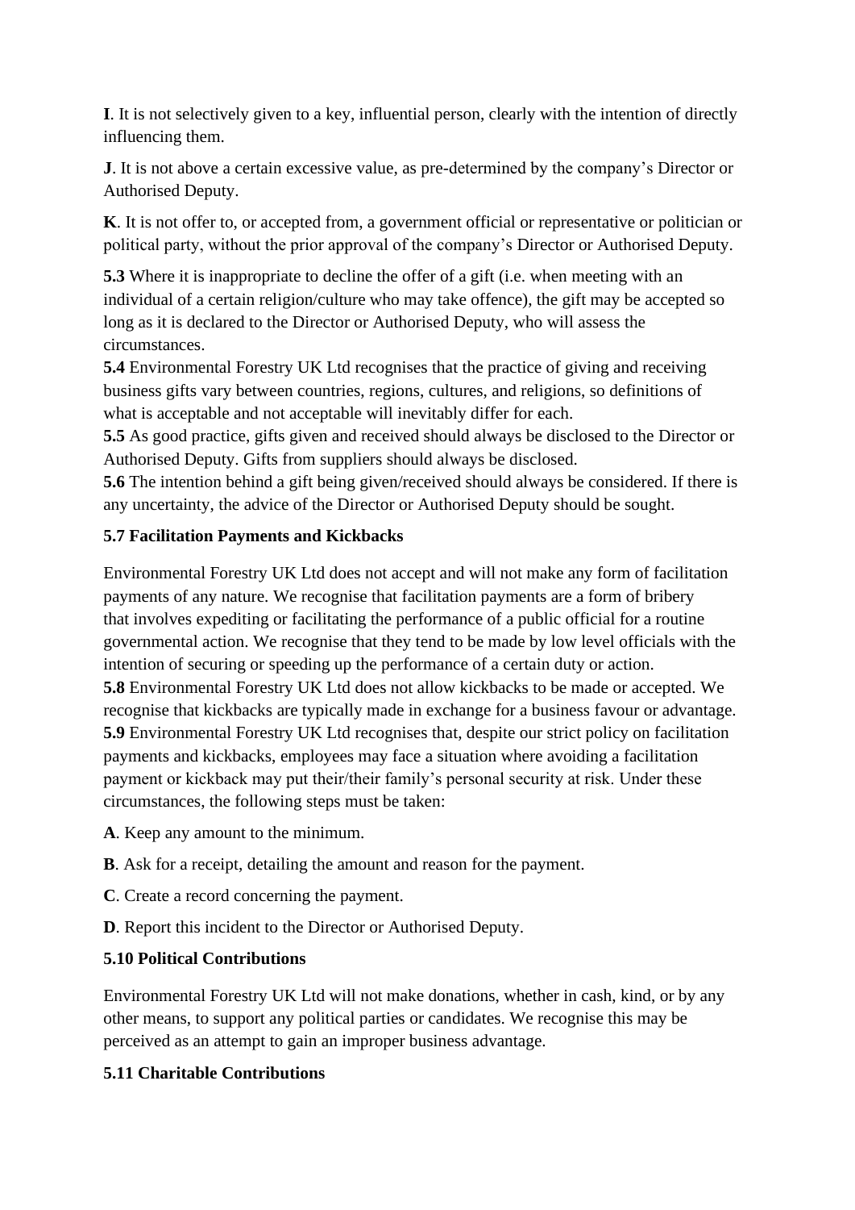**I**. It is not selectively given to a key, influential person, clearly with the intention of directly influencing them.

**J**. It is not above a certain excessive value, as pre-determined by the company's Director or Authorised Deputy.

**K**. It is not offer to, or accepted from, a government official or representative or politician or political party, without the prior approval of the company's Director or Authorised Deputy.

**5.3** Where it is inappropriate to decline the offer of a gift (i.e. when meeting with an individual of a certain religion/culture who may take offence), the gift may be accepted so long as it is declared to the Director or Authorised Deputy, who will assess the circumstances.

**5.4** Environmental Forestry UK Ltd recognises that the practice of giving and receiving business gifts vary between countries, regions, cultures, and religions, so definitions of what is acceptable and not acceptable will inevitably differ for each.

**5.5** As good practice, gifts given and received should always be disclosed to the Director or Authorised Deputy. Gifts from suppliers should always be disclosed.

**5.6** The intention behind a gift being given/received should always be considered. If there is any uncertainty, the advice of the Director or Authorised Deputy should be sought.

**5.7 Facilitation Payments and Kickbacks**

Environmental Forestry UK Ltd does not accept and will not make any form of facilitation payments of any nature. We recognise that facilitation payments are a form of bribery that involves expediting or facilitating the performance of a public official for a routine governmental action. We recognise that they tend to be made by low level officials with the intention of securing or speeding up the performance of a certain duty or action.

**5.8** Environmental Forestry UK Ltd does not allow kickbacks to be made or accepted. We recognise that kickbacks are typically made in exchange for a business favour or advantage.

**5.9** Environmental Forestry UK Ltd recognises that, despite our strict policy on facilitation payments and kickbacks, employees may face a situation where avoiding a facilitation payment or kickback may put their/their family's personal security at risk. Under these circumstances, the following steps must be taken:

**A**. Keep any amount to the minimum.

**B**. Ask for a receipt, detailing the amount and reason for the payment.

**C**. Create a record concerning the payment.

**D**. Report this incident to the Director or Authorised Deputy.

**5.10 Political Contributions**

Environmental Forestry UK Ltd will not make donations, whether in cash, kind, or by any other means, to support any political parties or candidates. We recognise this may be perceived as an attempt to gain an improper business advantage.

**5.11 Charitable Contributions**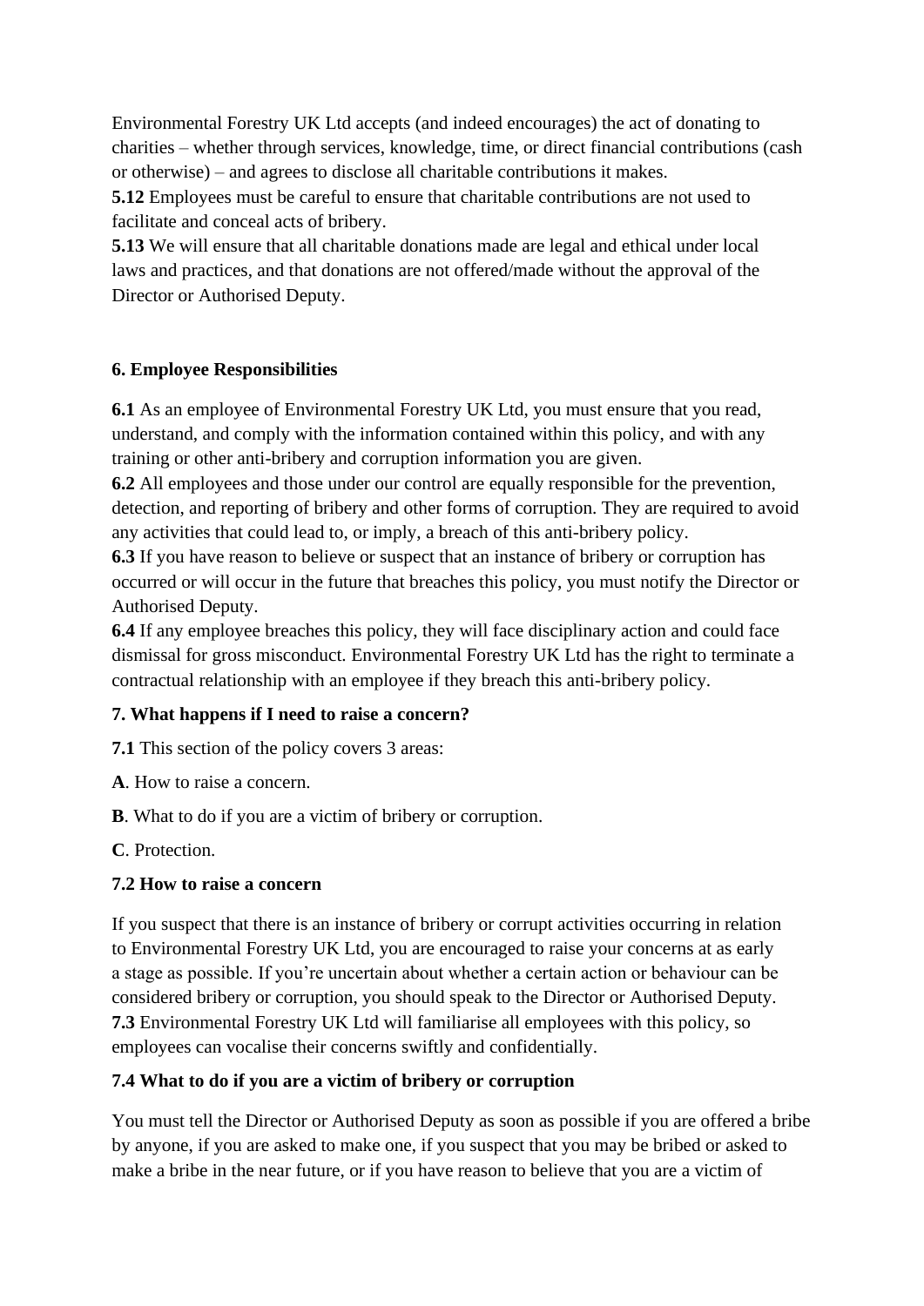Environmental Forestry UK Ltd accepts (and indeed encourages) the act of donating to charities – whether through services, knowledge, time, or direct financial contributions (cash or otherwise) – and agrees to disclose all charitable contributions it makes.

**5.12** Employees must be careful to ensure that charitable contributions are not used to facilitate and conceal acts of bribery.

**5.13** We will ensure that all charitable donations made are legal and ethical under local laws and practices, and that donations are not offered/made without the approval of the Director or Authorised Deputy.

## 6. Employee Responsibilities

**6.1** As an employee of Environmental Forestry UK Ltd, you must ensure that you read, understand, and comply with the information contained within this policy, and with any training or other anti-bribery and corruption information you are given.

**6.2** All employees and those under our control are equally responsible for the prevention, detection, and reporting of bribery and other forms of corruption. They are required to avoid any activities that could lead to, or imply, a breach of this anti-bribery policy.

**6.3** If you have reason to believe or suspect that an instance of bribery or corruption has occurred or will occur in the future that breaches this policy, you must notify the Director or Authorised Deputy.

**6.4** If any employee breaches this policy, they will face disciplinary action and could face dismissal for gross misconduct. Environmental Forestry UK Ltd has the right to terminate a contractual relationship with an employee if they breach this anti-bribery policy.

## 7. What happens if I need to raise a concern?

**7.1** This section of the policy covers 3 areas:

**A**. How to raise a concern.

**B**. What to do if you are a victim of bribery or corruption.

**C**. Protection.

### 7.2 How to raise a concern

If you suspect that there is an instance of bribery or corrupt activities occurring in relation to Environmental Forestry UK Ltd, you are encouraged to raise your concerns at as early a stage as possible. If you're uncertain about whether a certain action or behaviour can be considered bribery or corruption, you should speak to the Director or Authorised Deputy.

**7.3** Environmental Forestry UK Ltd will familiarise all employees with this policy, so employees can vocalise their concerns swiftly and confidentially.

### 7.4 What to do if you are a victim of bribery or corruption

You must tell the Director or Authorised Deputy as soon as possible if you are offered a bribe by anyone, if you are asked to make one, if you suspect that you may be bribed or asked to make a bribe in the near future, or if you have reason to believe that you are a victim of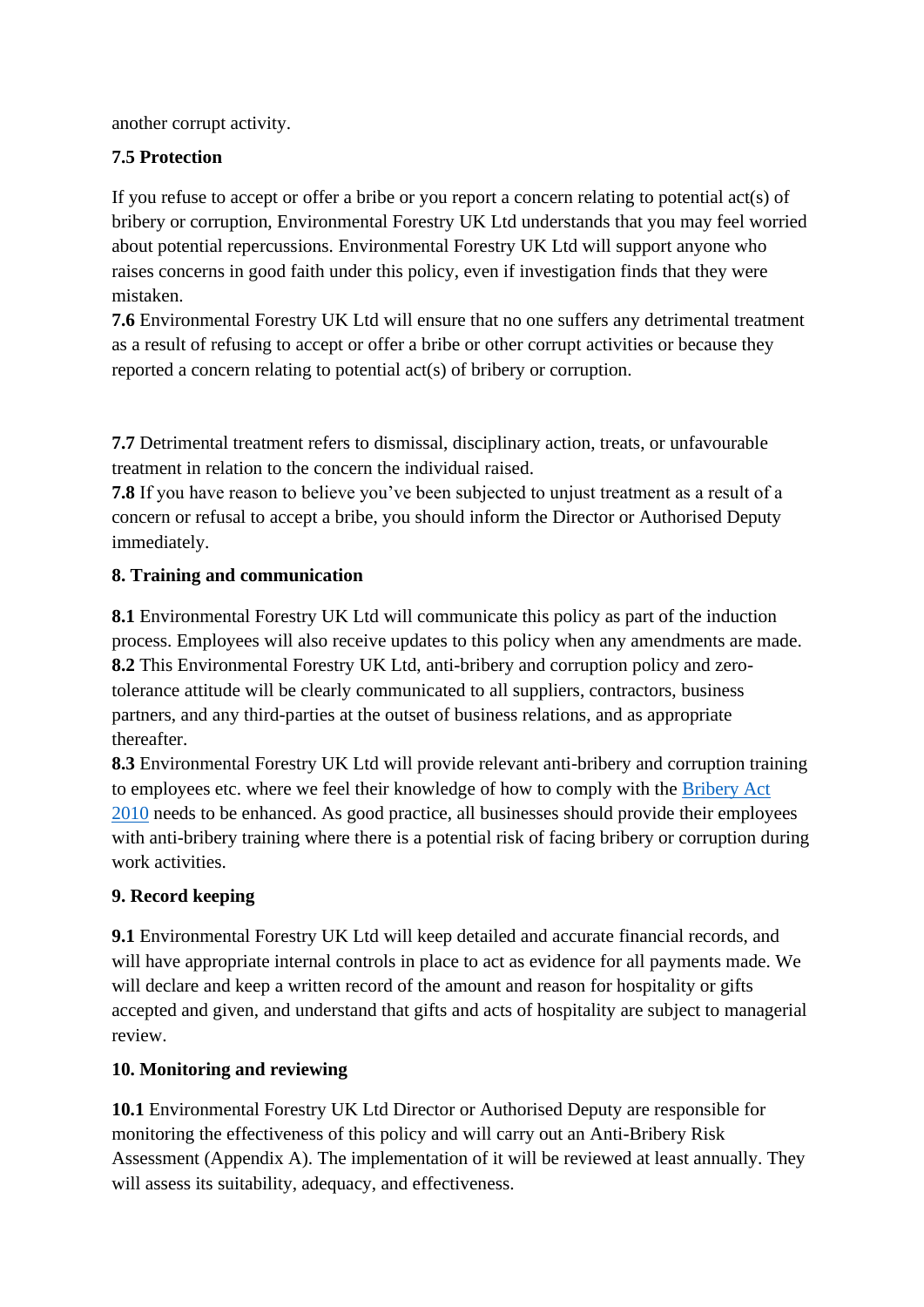another corrupt activity.

**7.5 Protection**

If you refuse to accept or offer a bribe or you report a concern relating to potential act(s) of bribery or corruption, Environmental Forestry UK Ltd understands that you may feel worried about potential repercussions. Environmental Forestry UK Ltd will support anyone who raises concerns in good faith under this policy, even if investigation finds that they were mistaken.

**7.6** Environmental Forestry UK Ltd will ensure that no one suffers any detrimental treatment as a result of refusing to accept or offer a bribe or other corrupt activities or because they reported a concern relating to potential act(s) of bribery or corruption.

**7.7** Detrimental treatment refers to dismissal, disciplinary action, treats, or unfavourable treatment in relation to the concern the individual raised.

**7.8** If you have reason to believe you've been subjected to unjust treatment as a result of a concern or refusal to accept a bribe, you should inform the Director or Authorised Deputy immediately.

**8. Training and communication**

**8.1** Environmental Forestry UK Ltd will communicate this policy as part of the induction process. Employees will also receive updates to this policy when any amendments are made.

**8.2** This Environmental Forestry UK Ltd, anti-bribery and corruption policy and zero-tolerance attitude will be clearly communicated to all suppliers, contractors, business partners, and any third-parties at the outset of business relations, and as appropriate thereafter.

**8.3** Environmental Forestry UK Ltd will provide relevant anti-bribery and corruption training to employees etc. where we feel their knowledge of how to comply with the Bribery Act 2010 needs to be enhanced. As good practice, all businesses should provide their employees with anti-bribery training where there is a potential risk of facing bribery or corruption during work activities.

**9. Record keeping**

**9.1** Environmental Forestry UK Ltd will keep detailed and accurate financial records, and will have appropriate internal controls in place to act as evidence for all payments made. We will declare and keep a written record of the amount and reason for hospitality or gifts accepted and given, and understand that gifts and acts of hospitality are subject to managerial review.

**10. Monitoring and reviewing**

**10.1** Environmental Forestry UK Ltd Director or Authorised Deputy are responsible for monitoring the effectiveness of this policy and will carry out an Anti-Bribery Risk Assessment (Appendix A). The implementation of it will be reviewed at least annually. They will assess its suitability, adequacy, and effectiveness.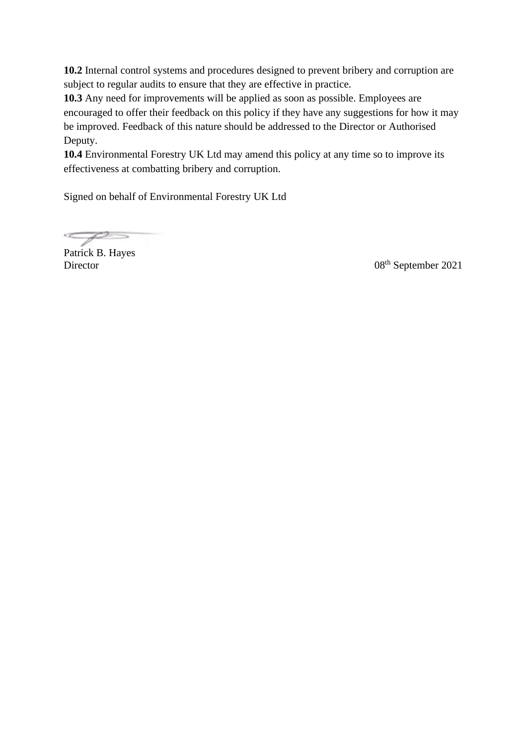**10.2** Internal control systems and procedures designed to prevent bribery and corruption are subject to regular audits to ensure that they are effective in practice.
**10.3** Any need for improvements will be applied as soon as possible. Employees are encouraged to offer their feedback on this policy if they have any suggestions for how it may be improved. Feedback of this nature should be addressed to the Director or Authorised Deputy.
**10.4** Environmental Forestry UK Ltd may amend this policy at any time so to improve its effectiveness at combatting bribery and corruption.

Signed on behalf of Environmental Forestry UK Ltd

Patrick B. Hayes
Director

08th September 2021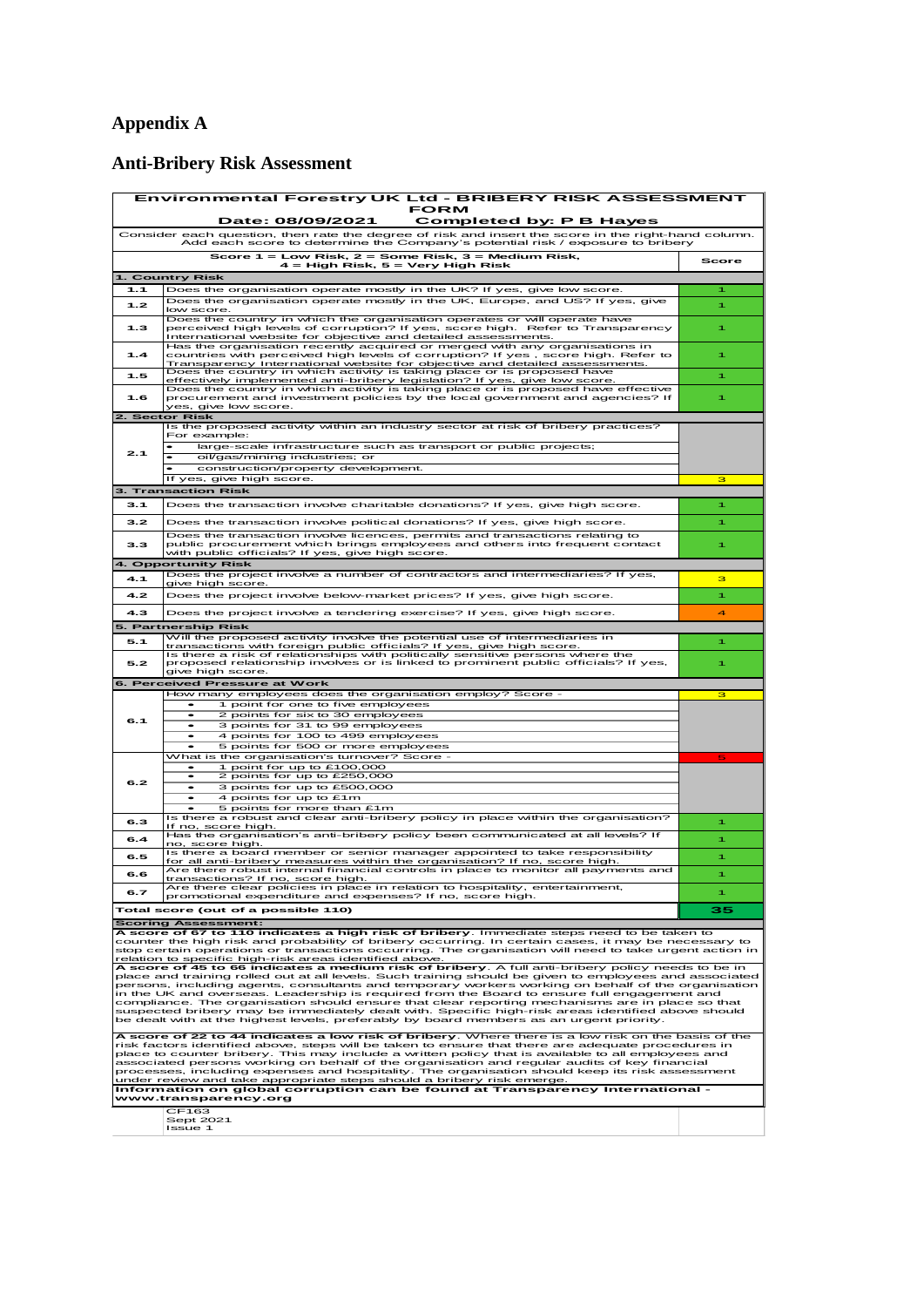# Appendix A

## Anti-Bribery Risk Assessment

| | | |
|---|---|---|
| **Environmental Forestry UK Ltd - BRIBERY RISK ASSESSMENT FORM** | | |
| **Date: 08/09/2021 Completed by: P B Hayes** | | |
| Consider each question, then rate the degree of risk and insert the score in the right-hand column. Add each score to determine the Company's potential risk / exposure to bribery | | |
| **Score 1 = Low Risk, 2 = Some Risk, 3 = Medium Risk, 4 = High Risk, 5 = Very High Risk** | | **Score** |
| **1. Country Risk** | | |
| 1.1 | Does the organisation operate mostly in the UK? If yes, give low score. | 1 |
| 1.2 | Does the organisation operate mostly in the UK, Europe, and US? If yes, give low score. | 1 |
| 1.3 | Does the country in which the organisation operates or will operate have perceived high levels of corruption? If yes, score high. Refer to Transparency International website for objective and detailed assessments. | 1 |
| 1.4 | Has the organisation recently acquired or merged with any organisations in countries with perceived high levels of corruption? If yes , score high. Refer to Transparency International website for objective and detailed assessments. | 1 |
| 1.5 | Does the country in which activity is taking place or is proposed have effectively implemented anti-bribery legislation? If yes, give low score. | 1 |
| 1.6 | Does the country in which activity is taking place or is proposed have effective procurement and investment policies by the local government and agencies? If yes, give low score. | 1 |
| **2. Sector Risk** | | |
| 2.1 | Is the proposed activity within an industry sector at risk of bribery practices? For example: | |
| | • large-scale infrastructure such as transport or public projects; | |
| | • oil/gas/mining industries; or | |
| | • construction/property development. | |
| | If yes, give high score. | 3 |
| **3. Transaction Risk** | | |
| 3.1 | Does the transaction involve charitable donations? If yes, give high score. | 1 |
| 3.2 | Does the transaction involve political donations? If yes, give high score. | 1 |
| 3.3 | Does the transaction involve licences, permits and transactions relating to public procurement which brings employees and others into frequent contact with public officials? If yes, give high score. | 1 |
| **4. Opportunity Risk** | | |
| 4.1 | Does the project involve a number of contractors and intermediaries? If yes, give high score. | 3 |
| 4.2 | Does the project involve below-market prices? If yes, give high score. | 1 |
| 4.3 | Does the project involve a tendering exercise? If yes, give high score. | 4 |
| **5. Partnership Risk** | | |
| 5.1 | Will the proposed activity involve the potential use of intermediaries in transactions with foreign public officials? If yes, give high score. | 1 |
| 5.2 | Is there a risk of relationships with politically sensitive persons where the proposed relationship involves or is linked to prominent public officials? If yes, give high score. | 1 |
| **6. Perceived Pressure at Work** | | |
| 6.1 | How many employees does the organisation employ? Score - | 3 |
| | • 1 point for one to five employees | |
| | • 2 points for six to 30 employees | |
| | • 3 points for 31 to 99 employees | |
| | • 4 points for 100 to 499 employees | |
| | • 5 points for 500 or more employees | |
| 6.2 | What is the organisation's turnover? Score - | 5 |
| | • 1 point for up to £100,000 | |
| | • 2 points for up to £250,000 | |
| | • 3 points for up to £500,000 | |
| | • 4 points for up to £1m | |
| | • 5 points for more than £1m | |
| 6.3 | Is there a robust and clear anti-bribery policy in place within the organisation? If no, score high. | 1 |
| 6.4 | Has the organisation's anti-bribery policy been communicated at all levels? If no, score high. | 1 |
| 6.5 | Is there a board member or senior manager appointed to take responsibility for all anti-bribery measures within the organisation? If no, score high. | 1 |
| 6.6 | Are there robust internal financial controls in place to monitor all payments and transactions? If no, score high. | 1 |
| 6.7 | Are there clear policies in place in relation to hospitality, entertainment, promotional expenditure and expenses? If no, score high. | 1 |
| **Total score (out of a possible 110)** | | **35** |
| **Scoring Assessment:** | | |
| **A score of 67 to 110 indicates a high risk of bribery**. Immediate steps need to be taken to counter the high risk and probability of bribery occurring. In certain cases, it may be necessary to stop certain operations or transactions occurring. The organisation will need to take urgent action in relation to specific high-risk areas identified above. | | |
| **A score of 45 to 66 indicates a medium risk of bribery**. A full anti-bribery policy needs to be in place and training rolled out at all levels. Such training should be given to employees and associated persons, including agents, consultants and temporary workers working on behalf of the organisation in the UK and overseas. Leadership is required from the Board to ensure full engagement and compliance. The organisation should ensure that clear reporting mechanisms are in place so that suspected bribery may be immediately dealt with. Specific high-risk areas identified above should be dealt with at the highest levels, preferably by board members as an urgent priority. | | |
| **A score of 22 to 44 indicates a low risk of bribery**. Where there is a low risk on the basis of the risk factors identified above, steps will be taken to ensure that there are adequate procedures in place to counter bribery. This may include a written policy that is available to all employees and associated persons working on behalf of the organisation and regular audits of key financial processes, including expenses and hospitality. The organisation should keep its risk assessment under review and take appropriate steps should a bribery risk emerge. | | |
| **Information on global corruption can be found at Transparency International - www.transparency.org** | | |
| | CF163<br>Sept 2021<br>Issue 1 | |